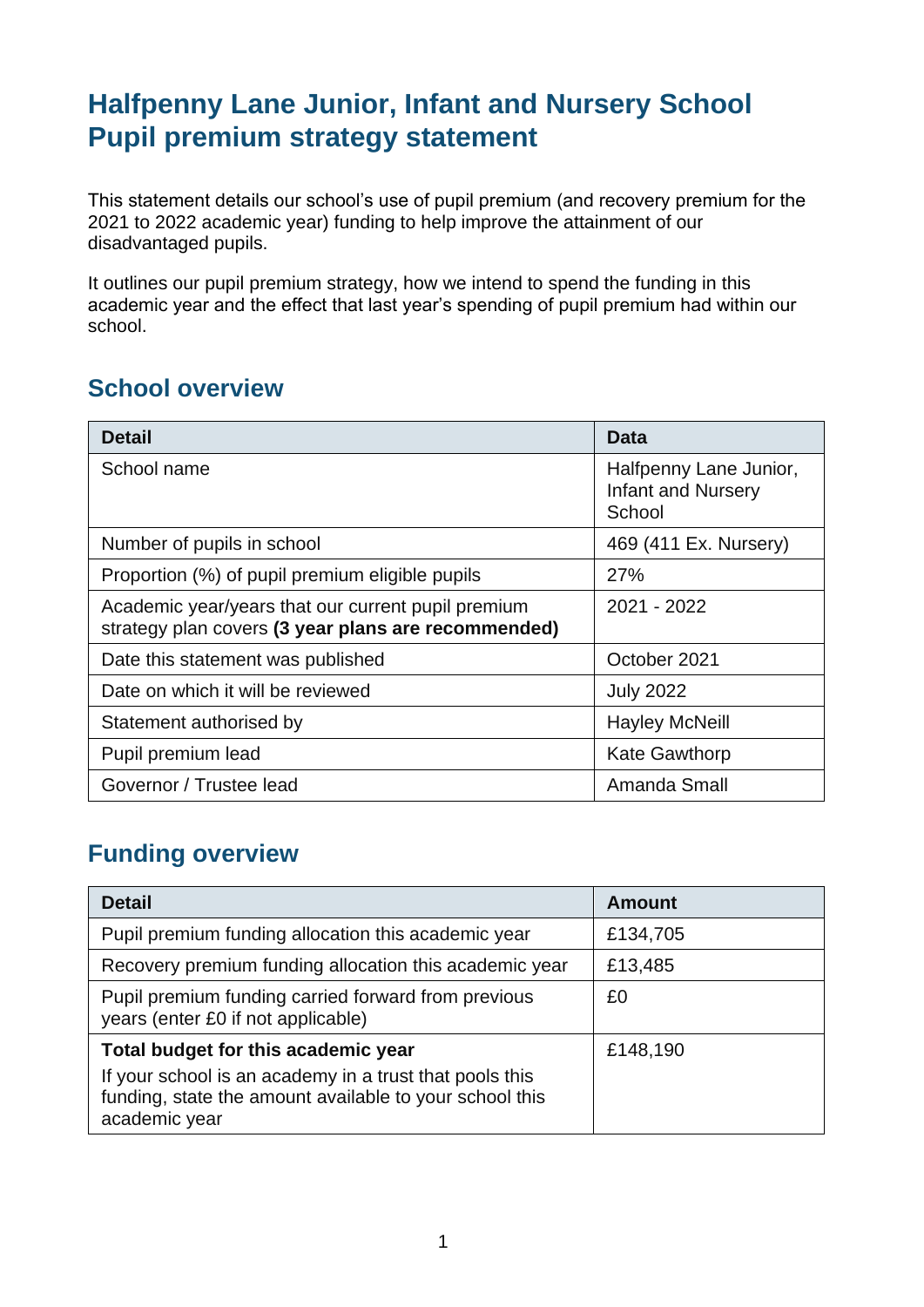# Halfpenny Lane Junior, Infant and Nursery School Pupil premium strategy statement

This statement details our school's use of pupil premium (and recovery premium for the 2021 to 2022 academic year) funding to help improve the attainment of our disadvantaged pupils.

It outlines our pupil premium strategy, how we intend to spend the funding in this academic year and the effect that last year's spending of pupil premium had within our school.

## School overview

| Detail | Data |
|---|---|
| School name | Halfpenny Lane Junior, Infant and Nursery School |
| Number of pupils in school | 469 (411 Ex. Nursery) |
| Proportion (%) of pupil premium eligible pupils | 27% |
| Academic year/years that our current pupil premium strategy plan covers **(3 year plans are recommended)** | 2021 - 2022 |
| Date this statement was published | October 2021 |
| Date on which it will be reviewed | July 2022 |
| Statement authorised by | Hayley McNeill |
| Pupil premium lead | Kate Gawthorp |
| Governor / Trustee lead | Amanda Small |

## Funding overview

| Detail | Amount |
|---|---|
| Pupil premium funding allocation this academic year | £134,705 |
| Recovery premium funding allocation this academic year | £13,485 |
| Pupil premium funding carried forward from previous years (enter £0 if not applicable) | £0 |
| **Total budget for this academic year** If your school is an academy in a trust that pools this funding, state the amount available to your school this academic year | £148,190 |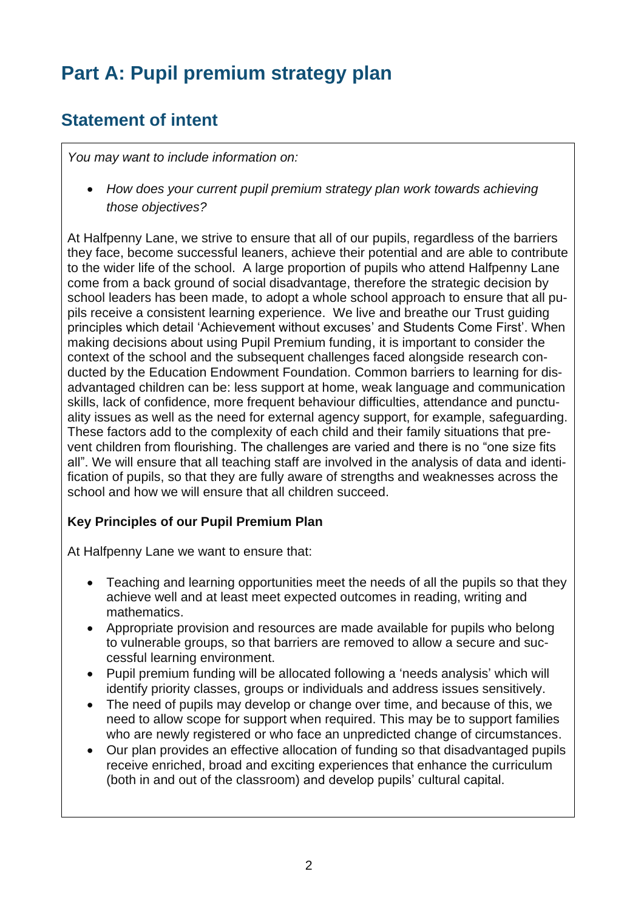# Part A: Pupil premium strategy plan

## Statement of intent

*You may want to include information on:*

- *How does your current pupil premium strategy plan work towards achieving those objectives?*

At Halfpenny Lane, we strive to ensure that all of our pupils, regardless of the barriers they face, become successful leaners, achieve their potential and are able to contribute to the wider life of the school. A large proportion of pupils who attend Halfpenny Lane come from a back ground of social disadvantage, therefore the strategic decision by school leaders has been made, to adopt a whole school approach to ensure that all pupils receive a consistent learning experience. We live and breathe our Trust guiding principles which detail 'Achievement without excuses' and Students Come First'. When making decisions about using Pupil Premium funding, it is important to consider the context of the school and the subsequent challenges faced alongside research conducted by the Education Endowment Foundation. Common barriers to learning for disadvantaged children can be: less support at home, weak language and communication skills, lack of confidence, more frequent behaviour difficulties, attendance and punctuality issues as well as the need for external agency support, for example, safeguarding. These factors add to the complexity of each child and their family situations that prevent children from flourishing. The challenges are varied and there is no "one size fits all". We will ensure that all teaching staff are involved in the analysis of data and identification of pupils, so that they are fully aware of strengths and weaknesses across the school and how we will ensure that all children succeed.

**Key Principles of our Pupil Premium Plan**

At Halfpenny Lane we want to ensure that:

- Teaching and learning opportunities meet the needs of all the pupils so that they achieve well and at least meet expected outcomes in reading, writing and mathematics.
- Appropriate provision and resources are made available for pupils who belong to vulnerable groups, so that barriers are removed to allow a secure and successful learning environment.
- Pupil premium funding will be allocated following a 'needs analysis' which will identify priority classes, groups or individuals and address issues sensitively.
- The need of pupils may develop or change over time, and because of this, we need to allow scope for support when required. This may be to support families who are newly registered or who face an unpredicted change of circumstances.
- Our plan provides an effective allocation of funding so that disadvantaged pupils receive enriched, broad and exciting experiences that enhance the curriculum (both in and out of the classroom) and develop pupils' cultural capital.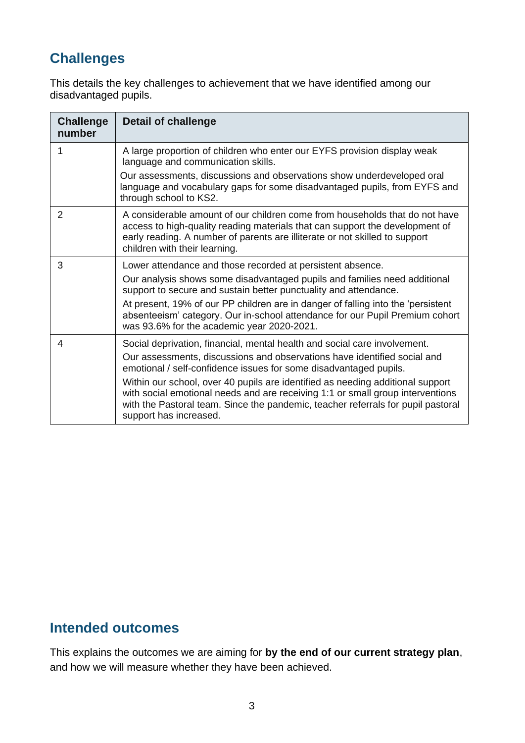## Challenges

This details the key challenges to achievement that we have identified among our disadvantaged pupils.

| Challenge number | Detail of challenge |
|---|---|
| 1 | A large proportion of children who enter our EYFS provision display weak language and communication skills.<br>Our assessments, discussions and observations show underdeveloped oral language and vocabulary gaps for some disadvantaged pupils, from EYFS and through school to KS2. |
| 2 | A considerable amount of our children come from households that do not have access to high-quality reading materials that can support the development of early reading. A number of parents are illiterate or not skilled to support children with their learning. |
| 3 | Lower attendance and those recorded at persistent absence.<br>Our analysis shows some disadvantaged pupils and families need additional support to secure and sustain better punctuality and attendance.<br>At present, 19% of our PP children are in danger of falling into the 'persistent absenteeism' category. Our in-school attendance for our Pupil Premium cohort was 93.6% for the academic year 2020-2021. |
| 4 | Social deprivation, financial, mental health and social care involvement.<br>Our assessments, discussions and observations have identified social and emotional / self-confidence issues for some disadvantaged pupils.<br>Within our school, over 40 pupils are identified as needing additional support with social emotional needs and are receiving 1:1 or small group interventions with the Pastoral team. Since the pandemic, teacher referrals for pupil pastoral support has increased. |

## Intended outcomes

This explains the outcomes we are aiming for **by the end of our current strategy plan**, and how we will measure whether they have been achieved.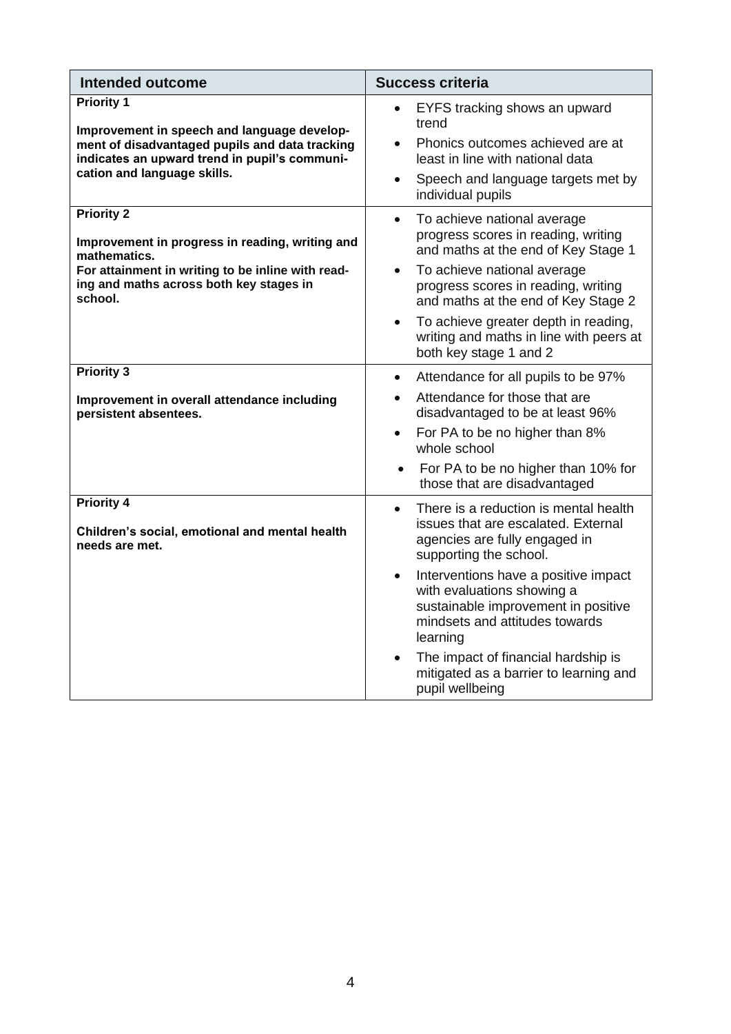| Intended outcome | Success criteria |
|---|---|
| **Priority 1**<br><br>**Improvement in speech and language development of disadvantaged pupils and data tracking indicates an upward trend in pupil's communication and language skills.** | • EYFS tracking shows an upward trend<br>• Phonics outcomes achieved are at least in line with national data<br>• Speech and language targets met by individual pupils |
| **Priority 2**<br><br>**Improvement in progress in reading, writing and mathematics.**<br>**For attainment in writing to be inline with reading and maths across both key stages in school.** | • To achieve national average progress scores in reading, writing and maths at the end of Key Stage 1<br>• To achieve national average progress scores in reading, writing and maths at the end of Key Stage 2<br>• To achieve greater depth in reading, writing and maths in line with peers at both key stage 1 and 2 |
| **Priority 3**<br><br>**Improvement in overall attendance including persistent absentees.** | • Attendance for all pupils to be 97%<br>• Attendance for those that are disadvantaged to be at least 96%<br>• For PA to be no higher than 8% whole school<br>• For PA to be no higher than 10% for those that are disadvantaged |
| **Priority 4**<br><br>**Children's social, emotional and mental health needs are met.** | • There is a reduction is mental health issues that are escalated. External agencies are fully engaged in supporting the school.<br>• Interventions have a positive impact with evaluations showing a sustainable improvement in positive mindsets and attitudes towards learning<br>• The impact of financial hardship is mitigated as a barrier to learning and pupil wellbeing |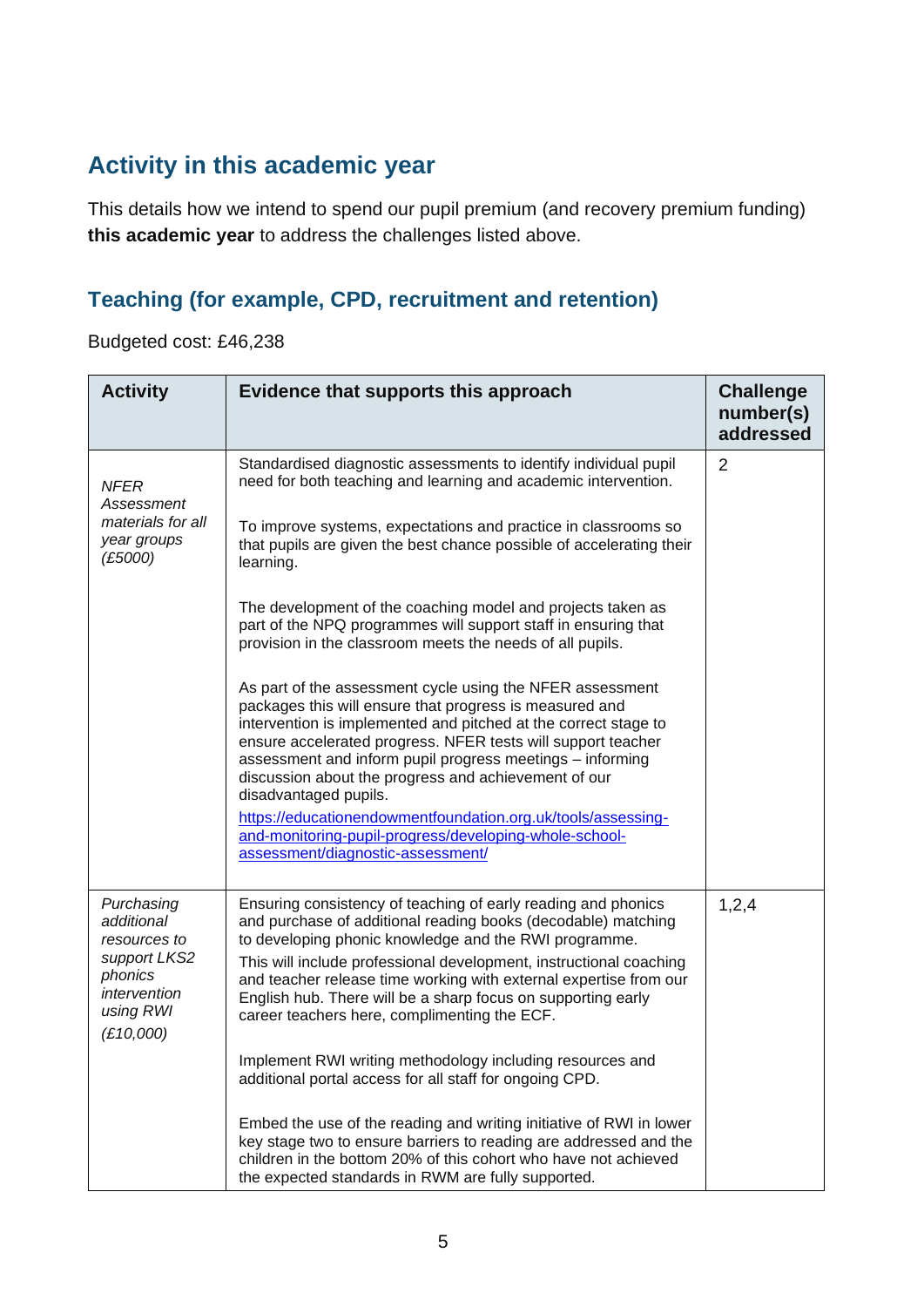## Activity in this academic year

This details how we intend to spend our pupil premium (and recovery premium funding) **this academic year** to address the challenges listed above.

### Teaching (for example, CPD, recruitment and retention)

Budgeted cost: £46,238

| Activity | Evidence that supports this approach | Challenge number(s) addressed |
|---|---|---|
| *NFER Assessment materials for all year groups (£5000)* | Standardised diagnostic assessments to identify individual pupil need for both teaching and learning and academic intervention.<br><br>To improve systems, expectations and practice in classrooms so that pupils are given the best chance possible of accelerating their learning.<br><br>The development of the coaching model and projects taken as part of the NPQ programmes will support staff in ensuring that provision in the classroom meets the needs of all pupils.<br><br>As part of the assessment cycle using the NFER assessment packages this will ensure that progress is measured and intervention is implemented and pitched at the correct stage to ensure accelerated progress. NFER tests will support teacher assessment and inform pupil progress meetings – informing discussion about the progress and achievement of our disadvantaged pupils.<br>[https://educationendowmentfoundation.org.uk/tools/assessing-and-monitoring-pupil-progress/developing-whole-school-assessment/diagnostic-assessment/](https://educationendowmentfoundation.org.uk/tools/assessing-and-monitoring-pupil-progress/developing-whole-school-assessment/diagnostic-assessment/) | 2 |
| *Purchasing additional resources to support LKS2 phonics intervention using RWI (£10,000)* | Ensuring consistency of teaching of early reading and phonics and purchase of additional reading books (decodable) matching to developing phonic knowledge and the RWI programme.<br>This will include professional development, instructional coaching and teacher release time working with external expertise from our English hub. There will be a sharp focus on supporting early career teachers here, complimenting the ECF.<br><br>Implement RWI writing methodology including resources and additional portal access for all staff for ongoing CPD.<br><br>Embed the use of the reading and writing initiative of RWI in lower key stage two to ensure barriers to reading are addressed and the children in the bottom 20% of this cohort who have not achieved the expected standards in RWM are fully supported. | 1,2,4 |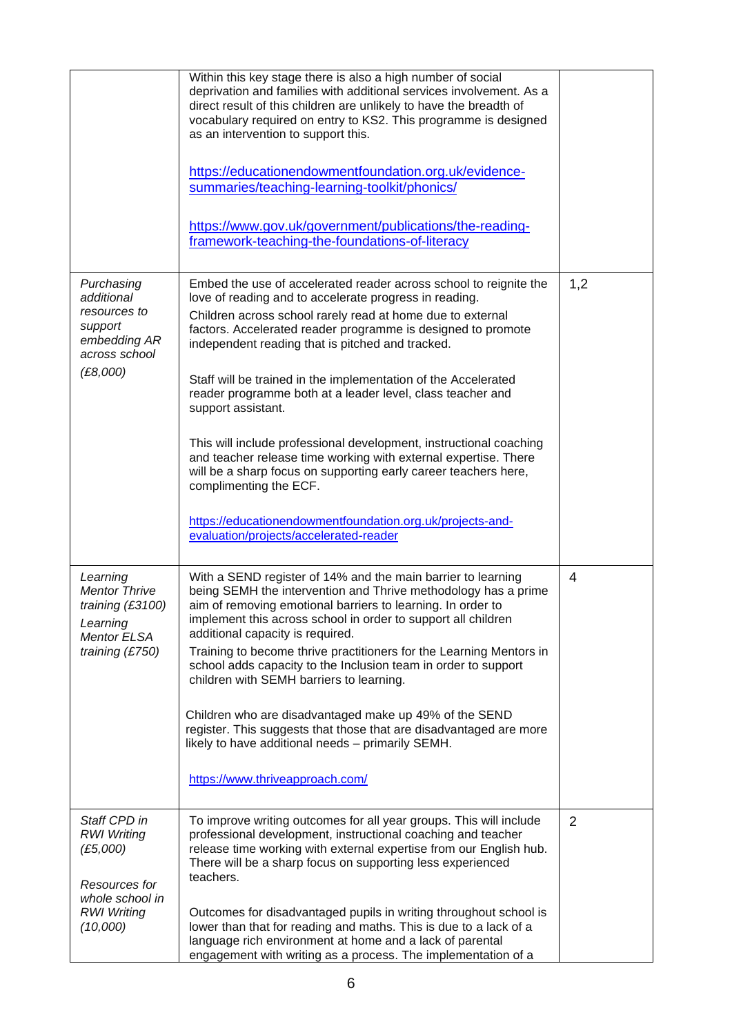| | | |
|---|---|---|
| | Within this key stage there is also a high number of social deprivation and families with additional services involvement. As a direct result of this children are unlikely to have the breadth of vocabulary required on entry to KS2. This programme is designed as an intervention to support this.<br><br>https://educationendowmentfoundation.org.uk/evidence-summaries/teaching-learning-toolkit/phonics/<br><br>https://www.gov.uk/government/publications/the-reading-framework-teaching-the-foundations-of-literacy | |
| *Purchasing additional resources to support embedding AR across school*<br><br>*(£8,000)* | Embed the use of accelerated reader across school to reignite the love of reading and to accelerate progress in reading.<br>Children across school rarely read at home due to external factors. Accelerated reader programme is designed to promote independent reading that is pitched and tracked.<br><br>Staff will be trained in the implementation of the Accelerated reader programme both at a leader level, class teacher and support assistant.<br><br>This will include professional development, instructional coaching and teacher release time working with external expertise. There will be a sharp focus on supporting early career teachers here, complimenting the ECF.<br><br>https://educationendowmentfoundation.org.uk/projects-and-evaluation/projects/accelerated-reader | 1,2 |
| *Learning Mentor Thrive training (£3100)*<br>*Learning Mentor ELSA training (£750)* | With a SEND register of 14% and the main barrier to learning being SEMH the intervention and Thrive methodology has a prime aim of removing emotional barriers to learning. In order to implement this across school in order to support all children additional capacity is required.<br>Training to become thrive practitioners for the Learning Mentors in school adds capacity to the Inclusion team in order to support children with SEMH barriers to learning.<br><br>Children who are disadvantaged make up 49% of the SEND register. This suggests that those that are disadvantaged are more likely to have additional needs – primarily SEMH.<br><br>https://www.thriveapproach.com/ | 4 |
| *Staff CPD in RWI Writing (£5,000)*<br><br>*Resources for whole school in RWI Writing (10,000)* | To improve writing outcomes for all year groups. This will include professional development, instructional coaching and teacher release time working with external expertise from our English hub. There will be a sharp focus on supporting less experienced teachers.<br><br>Outcomes for disadvantaged pupils in writing throughout school is lower than that for reading and maths. This is due to a lack of a language rich environment at home and a lack of parental engagement with writing as a process. The implementation of a | 2 |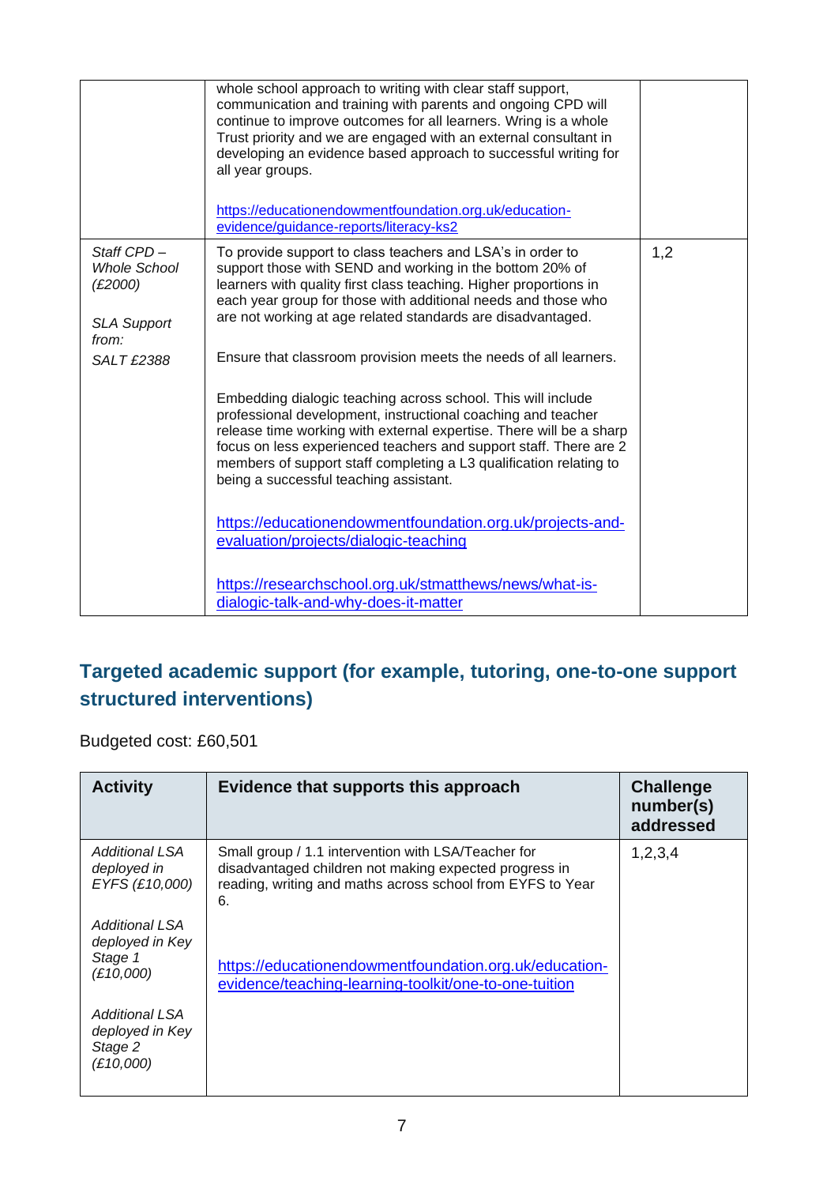| | | |
|---|---|---|
| | whole school approach to writing with clear staff support, communication and training with parents and ongoing CPD will continue to improve outcomes for all learners. Wring is a whole Trust priority and we are engaged with an external consultant in developing an evidence based approach to successful writing for all year groups.<br><br>https://educationendowmentfoundation.org.uk/education-evidence/guidance-reports/literacy-ks2 | |
| *Staff CPD – Whole School (£2000)*<br><br>*SLA Support from:*<br>*SALT £2388* | To provide support to class teachers and LSA's in order to support those with SEND and working in the bottom 20% of learners with quality first class teaching. Higher proportions in each year group for those with additional needs and those who are not working at age related standards are disadvantaged.<br><br>Ensure that classroom provision meets the needs of all learners.<br><br>Embedding dialogic teaching across school. This will include professional development, instructional coaching and teacher release time working with external expertise. There will be a sharp focus on less experienced teachers and support staff. There are 2 members of support staff completing a L3 qualification relating to being a successful teaching assistant.<br><br>https://educationendowmentfoundation.org.uk/projects-and-evaluation/projects/dialogic-teaching<br><br>https://researchschool.org.uk/stmatthews/news/what-is-dialogic-talk-and-why-does-it-matter | 1,2 |

## Targeted academic support (for example, tutoring, one-to-one support structured interventions)

Budgeted cost: £60,501

| Activity | Evidence that supports this approach | Challenge number(s) addressed |
|---|---|---|
| *Additional LSA deployed in EYFS (£10,000)*<br><br>*Additional LSA deployed in Key Stage 1 (£10,000)*<br><br>*Additional LSA deployed in Key Stage 2 (£10,000)* | Small group / 1.1 intervention with LSA/Teacher for disadvantaged children not making expected progress in reading, writing and maths across school from EYFS to Year 6.<br><br>https://educationendowmentfoundation.org.uk/education-evidence/teaching-learning-toolkit/one-to-one-tuition | 1,2,3,4 |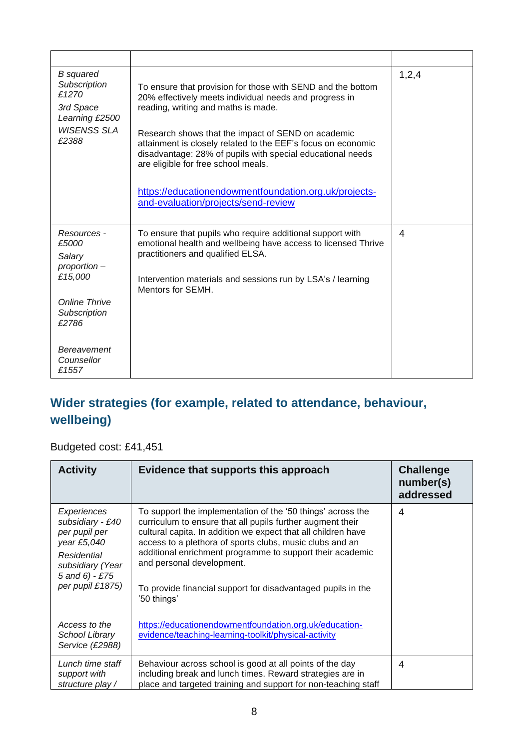| | | |
|---|---|---|
| *B squared Subscription £1270*<br>*3rd Space Learning £2500*<br>*WISENSS SLA £2388* | To ensure that provision for those with SEND and the bottom 20% effectively meets individual needs and progress in reading, writing and maths is made.<br><br>Research shows that the impact of SEND on academic attainment is closely related to the EEF's focus on economic disadvantage: 28% of pupils with special educational needs are eligible for free school meals.<br><br>[https://educationendowmentfoundation.org.uk/projects-and-evaluation/projects/send-review](https://educationendowmentfoundation.org.uk/projects-and-evaluation/projects/send-review) | 1,2,4 |
| *Resources - £5000*<br>*Salary proportion – £15,000*<br><br>*Online Thrive Subscription £2786*<br><br>*Bereavement Counsellor £1557* | To ensure that pupils who require additional support with emotional health and wellbeing have access to licensed Thrive practitioners and qualified ELSA.<br><br>Intervention materials and sessions run by LSA's / learning Mentors for SEMH. | 4 |

## Wider strategies (for example, related to attendance, behaviour, wellbeing)

Budgeted cost: £41,451

| Activity | Evidence that supports this approach | Challenge number(s) addressed |
|---|---|---|
| *Experiences subsidiary - £40 per pupil per year £5,040*<br>*Residential subsidiary (Year 5 and 6) - £75 per pupil £1875)*<br><br>*Access to the School Library Service (£2988)* | To support the implementation of the '50 things' across the curriculum to ensure that all pupils further augment their cultural capita. In addition we expect that all children have access to a plethora of sports clubs, music clubs and an additional enrichment programme to support their academic and personal development.<br><br>To provide financial support for disadvantaged pupils in the '50 things'<br><br>[https://educationendowmentfoundation.org.uk/education-evidence/teaching-learning-toolkit/physical-activity](https://educationendowmentfoundation.org.uk/education-evidence/teaching-learning-toolkit/physical-activity) | 4 |
| *Lunch time staff support with structure play /* | Behaviour across school is good at all points of the day including break and lunch times. Reward strategies are in place and targeted training and support for non-teaching staff | 4 |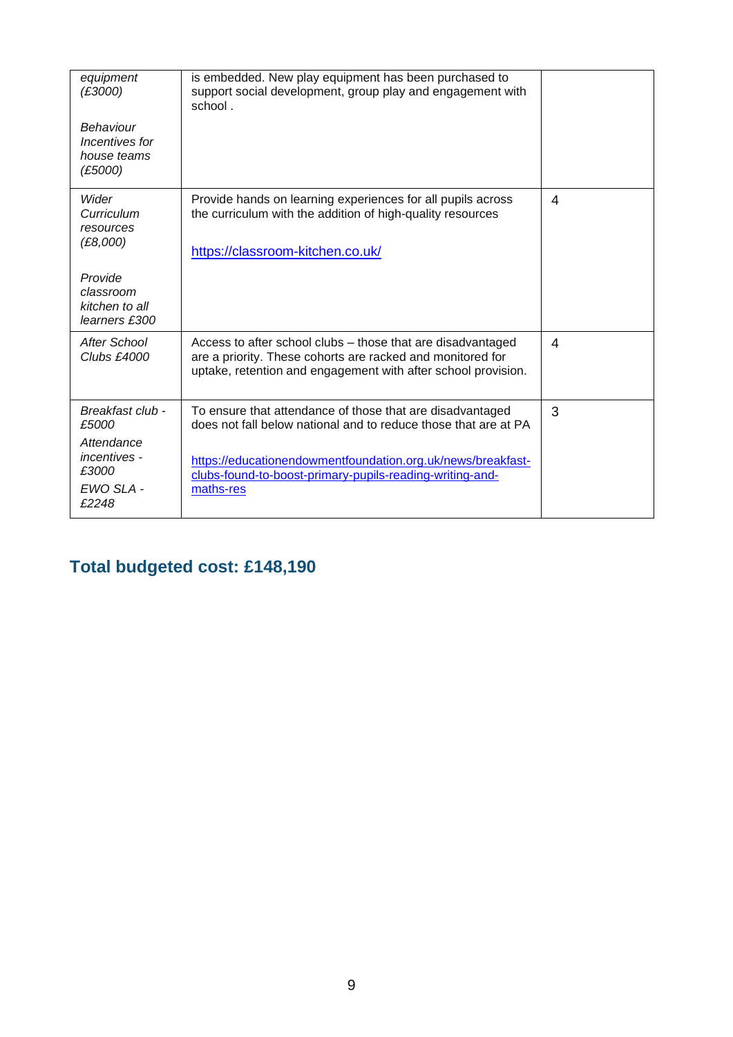| | | |
|---|---|---|
| *equipment (£3000)*<br><br>*Behaviour Incentives for house teams (£5000)* | is embedded. New play equipment has been purchased to support social development, group play and engagement with school . | |
| *Wider Curriculum resources (£8,000)*<br><br>*Provide classroom kitchen to all learners £300* | Provide hands on learning experiences for all pupils across the curriculum with the addition of high-quality resources<br><br>[https://classroom-kitchen.co.uk/](https://classroom-kitchen.co.uk/) | 4 |
| *After School Clubs £4000* | Access to after school clubs – those that are disadvantaged are a priority. These cohorts are racked and monitored for uptake, retention and engagement with after school provision. | 4 |
| *Breakfast club - £5000*<br>*Attendance incentives - £3000*<br>*EWO SLA - £2248* | To ensure that attendance of those that are disadvantaged does not fall below national and to reduce those that are at PA<br><br>[https://educationendowmentfoundation.org.uk/news/breakfast-clubs-found-to-boost-primary-pupils-reading-writing-and-maths-res](https://educationendowmentfoundation.org.uk/news/breakfast-clubs-found-to-boost-primary-pupils-reading-writing-and-maths-res) | 3 |

## Total budgeted cost: £148,190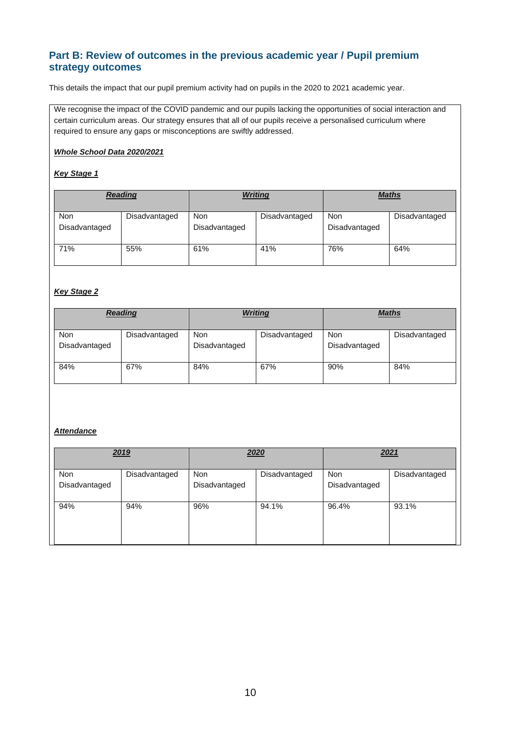## Part B: Review of outcomes in the previous academic year / Pupil premium strategy outcomes

This details the impact that our pupil premium activity had on pupils in the 2020 to 2021 academic year.

We recognise the impact of the COVID pandemic and our pupils lacking the opportunities of social interaction and certain curriculum areas. Our strategy ensures that all of our pupils receive a personalised curriculum where required to ensure any gaps or misconceptions are swiftly addressed.

***Whole School Data 2020/2021***

***Key Stage 1***

| ***Reading*** | | ***Writing*** | | ***Maths*** | |
|---|---|---|---|---|---|
| Non Disadvantaged | Disadvantaged | Non Disadvantaged | Disadvantaged | Non Disadvantaged | Disadvantaged |
| 71% | 55% | 61% | 41% | 76% | 64% |

***Key Stage 2***

| ***Reading*** | | ***Writing*** | | ***Maths*** | |
|---|---|---|---|---|---|
| Non Disadvantaged | Disadvantaged | Non Disadvantaged | Disadvantaged | Non Disadvantaged | Disadvantaged |
| 84% | 67% | 84% | 67% | 90% | 84% |

***Attendance***

| ***2019*** | | ***2020*** | | ***2021*** | |
|---|---|---|---|---|---|
| Non Disadvantaged | Disadvantaged | Non Disadvantaged | Disadvantaged | Non Disadvantaged | Disadvantaged |
| 94% | 94% | 96% | 94.1% | 96.4% | 93.1% |